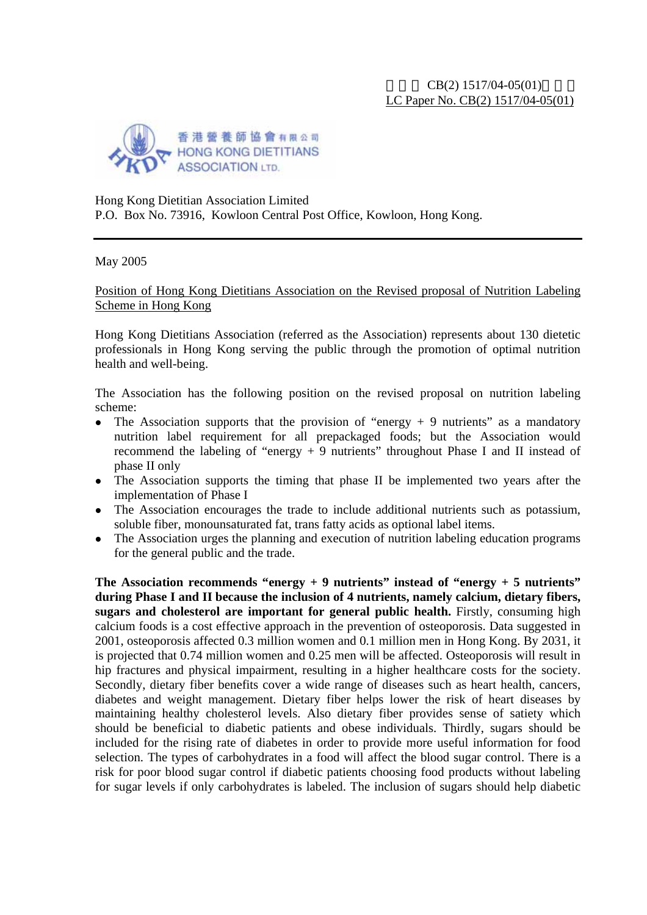立法會 CB(2) 1517/04-05(01)號文件
LC Paper No. CB(2) 1517/04-05(01)

香港營養師協會有限公司
HONG KONG DIETITIANS ASSOCIATION LTD.

Hong Kong Dietitian Association Limited
P.O. Box No. 73916, Kowloon Central Post Office, Kowloon, Hong Kong.

---

May 2005

Position of Hong Kong Dietitians Association on the Revised proposal of Nutrition Labeling Scheme in Hong Kong

Hong Kong Dietitians Association (referred as the Association) represents about 130 dietetic professionals in Hong Kong serving the public through the promotion of optimal nutrition health and well-being.

The Association has the following position on the revised proposal on nutrition labeling scheme:

- The Association supports that the provision of "energy + 9 nutrients" as a mandatory nutrition label requirement for all prepackaged foods; but the Association would recommend the labeling of "energy + 9 nutrients" throughout Phase I and II instead of phase II only
- The Association supports the timing that phase II be implemented two years after the implementation of Phase I
- The Association encourages the trade to include additional nutrients such as potassium, soluble fiber, monounsaturated fat, trans fatty acids as optional label items.
- The Association urges the planning and execution of nutrition labeling education programs for the general public and the trade.

**The Association recommends "energy + 9 nutrients" instead of "energy + 5 nutrients" during Phase I and II because the inclusion of 4 nutrients, namely calcium, dietary fibers, sugars and cholesterol are important for general public health.** Firstly, consuming high calcium foods is a cost effective approach in the prevention of osteoporosis. Data suggested in 2001, osteoporosis affected 0.3 million women and 0.1 million men in Hong Kong. By 2031, it is projected that 0.74 million women and 0.25 men will be affected. Osteoporosis will result in hip fractures and physical impairment, resulting in a higher healthcare costs for the society. Secondly, dietary fiber benefits cover a wide range of diseases such as heart health, cancers, diabetes and weight management. Dietary fiber helps lower the risk of heart diseases by maintaining healthy cholesterol levels. Also dietary fiber provides sense of satiety which should be beneficial to diabetic patients and obese individuals. Thirdly, sugars should be included for the rising rate of diabetes in order to provide more useful information for food selection. The types of carbohydrates in a food will affect the blood sugar control. There is a risk for poor blood sugar control if diabetic patients choosing food products without labeling for sugar levels if only carbohydrates is labeled. The inclusion of sugars should help diabetic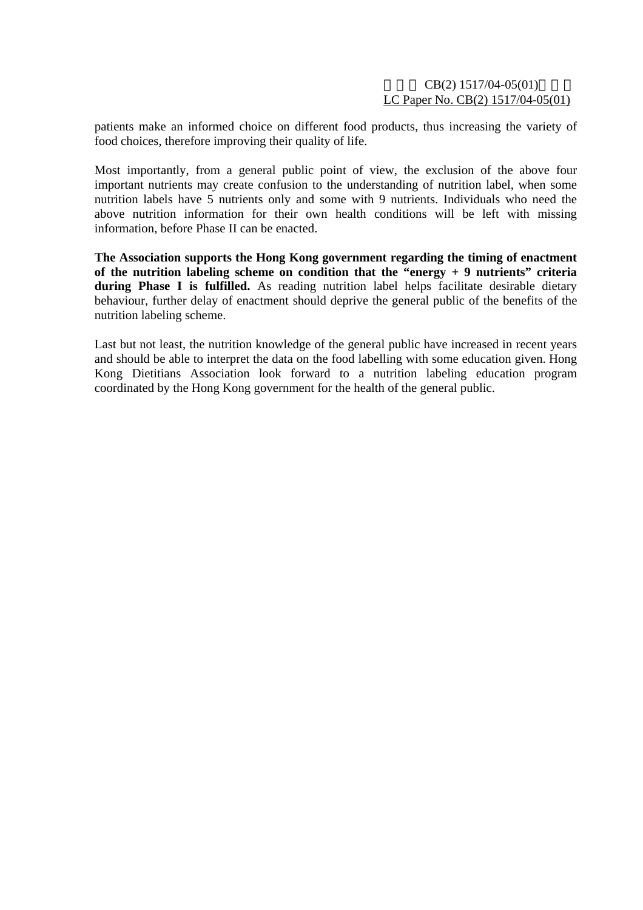立法會CB(2) 1517/04-05(01)號文件
LC Paper No. CB(2) 1517/04-05(01)

patients make an informed choice on different food products, thus increasing the variety of food choices, therefore improving their quality of life.

Most importantly, from a general public point of view, the exclusion of the above four important nutrients may create confusion to the understanding of nutrition label, when some nutrition labels have 5 nutrients only and some with 9 nutrients. Individuals who need the above nutrition information for their own health conditions will be left with missing information, before Phase II can be enacted.

**The Association supports the Hong Kong government regarding the timing of enactment of the nutrition labeling scheme on condition that the "energy + 9 nutrients" criteria during Phase I is fulfilled.** As reading nutrition label helps facilitate desirable dietary behaviour, further delay of enactment should deprive the general public of the benefits of the nutrition labeling scheme.

Last but not least, the nutrition knowledge of the general public have increased in recent years and should be able to interpret the data on the food labelling with some education given. Hong Kong Dietitians Association look forward to a nutrition labeling education program coordinated by the Hong Kong government for the health of the general public.